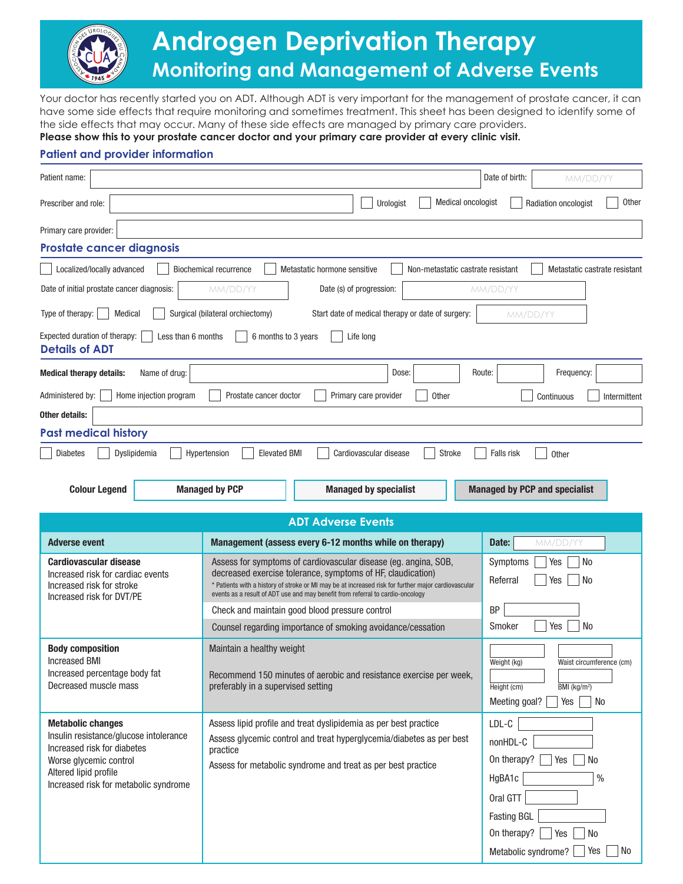# Androgen Deprivation Therapy
## Monitoring and Management of Adverse Events

Your doctor has recently started you on ADT. Although ADT is very important for the management of prostate cancer, it can have some side effects that require monitoring and sometimes treatment. This sheet has been designed to identify some of the side effects that may occur. Many of these side effects are managed by primary care providers.
**Please show this to your prostate cancer doctor and your primary care provider at every clinic visit.**

### Patient and provider information

Patient name: ____________________ Date of birth: MM/DD/YY

Prescriber and role: ____________________ ☐ Urologist ☐ Medical oncologist ☐ Radiation oncologist ☐ Other

Primary care provider: ____________________

### Prostate cancer diagnosis

☐ Localized/locally advanced ☐ Biochemical recurrence ☐ Metastatic hormone sensitive ☐ Non-metastatic castrate resistant ☐ Metastatic castrate resistant

Date of initial prostate cancer diagnosis: MM/DD/YY Date (s) of progression: MM/DD/YY

Type of therapy: ☐ Medical ☐ Surgical (bilateral orchiectomy) Start date of medical therapy or date of surgery: MM/DD/YY

Expected duration of therapy: ☐ Less than 6 months ☐ 6 months to 3 years ☐ Life long

### Details of ADT

**Medical therapy details:** Name of drug: ____________ Dose: ______ Route: ______ Frequency: ______

Administered by: ☐ Home injection program ☐ Prostate cancer doctor ☐ Primary care provider ☐ Other ☐ Continuous ☐ Intermittent

**Other details:** ____________________

### Past medical history

☐ Diabetes ☐ Dyslipidemia ☐ Hypertension ☐ Elevated BMI ☐ Cardiovascular disease ☐ Stroke ☐ Falls risk ☐ Other

**Colour Legend** | **Managed by PCP** | **Managed by specialist** | **Managed by PCP and specialist**

### ADT Adverse Events

| Adverse event | Management (assess every 6-12 months while on therapy) | Date: MM/DD/YY |
|---|---|---|
| **Cardiovascular disease**<br>Increased risk for cardiac events<br>Increased risk for stroke<br>Increased risk for DVT/PE | Assess for symptoms of cardiovascular disease (eg. angina, SOB, decreased exercise tolerance, symptoms of HF, claudication)<br>* Patients with a history of stroke or MI may be at increased risk for further major cardiovascular events as a result of ADT use and may benefit from referral to cardio-oncology | Symptoms ☐ Yes ☐ No<br>Referral ☐ Yes ☐ No |
| | Check and maintain good blood pressure control | BP ______ |
| | Counsel regarding importance of smoking avoidance/cessation | Smoker ☐ Yes ☐ No |
| **Body composition**<br>Increased BMI<br>Increased percentage body fat<br>Decreased muscle mass | Maintain a healthy weight<br><br>Recommend 150 minutes of aerobic and resistance exercise per week, preferably in a supervised setting | Weight (kg) ______ Waist circumference (cm) ______<br>Height (cm) ______ BMI (kg/m²) ______<br>Meeting goal? ☐ Yes ☐ No |
| **Metabolic changes**<br>Insulin resistance/glucose intolerance<br>Increased risk for diabetes<br>Worse glycemic control<br>Altered lipid profile<br>Increased risk for metabolic syndrome | Assess lipid profile and treat dyslipidemia as per best practice<br>Assess glycemic control and treat hyperglycemia/diabetes as per best practice<br>Assess for metabolic syndrome and treat as per best practice | LDL-C ______<br>nonHDL-C ______<br>On therapy? ☐ Yes ☐ No<br>HgBA1c ______ %<br>Oral GTT ______<br>Fasting BGL ______<br>On therapy? ☐ Yes ☐ No<br>Metabolic syndrome? ☐ Yes ☐ No |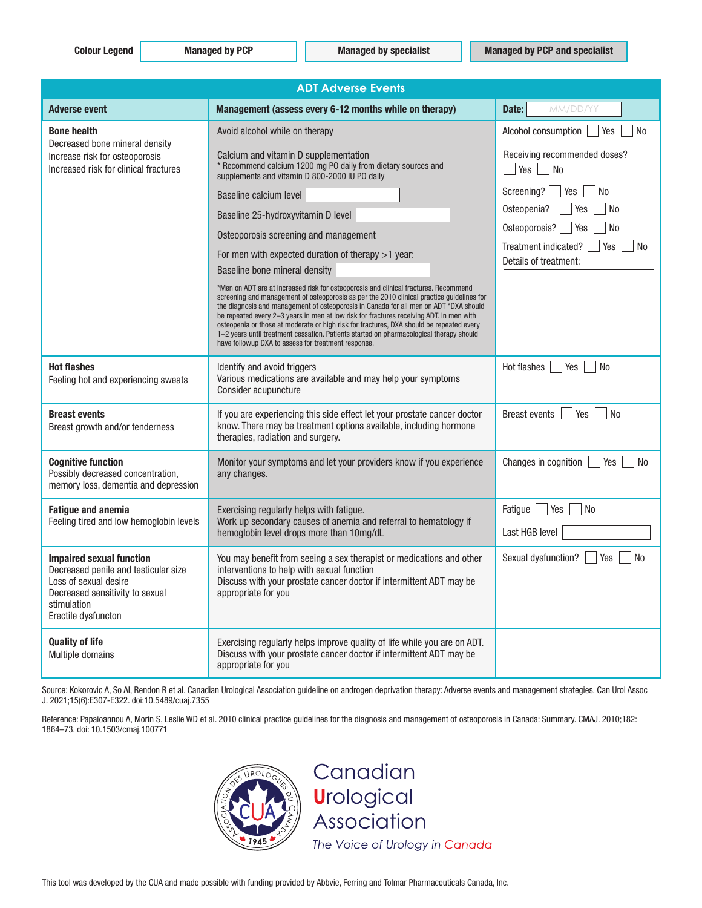| Colour Legend | Managed by PCP | Managed by specialist | Managed by PCP and specialist |
|---|---|---|---|

## ADT Adverse Events

| Adverse event | Management (assess every 6-12 months while on therapy) | Date: MM/DD/YY |
|---|---|---|
| **Bone health**<br>Decreased bone mineral density<br>Increase risk for osteoporosis<br>Increased risk for clinical fractures | Avoid alcohol while on therapy<br><br>Calcium and vitamin D supplementation<br>* Recommend calcium 1200 mg PO daily from dietary sources and supplements and vitamin D 800-2000 IU PO daily<br><br>Baseline calcium level ☐<br><br>Baseline 25-hydroxyvitamin D level ☐<br><br>Osteoporosis screening and management<br><br>For men with expected duration of therapy >1 year:<br>Baseline bone mineral density ☐<br><br>*Men on ADT are at increased risk for osteoporosis and clinical fractures. Recommend screening and management of osteoporosis as per the 2010 clinical practice guidelines for the diagnosis and management of osteoporosis in Canada for all men on ADT *DXA should be repeated every 2–3 years in men at low risk for fractures receiving ADT. In men with osteopenia or those at moderate or high risk for fractures, DXA should be repeated every 1–2 years until treatment cessation. Patients started on pharmacological therapy should have followup DXA to assess for treatment response. | Alcohol consumption ☐ Yes ☐ No<br><br>Receiving recommended doses?<br>☐ Yes ☐ No<br><br>Screening? ☐ Yes ☐ No<br><br>Osteopenia? ☐ Yes ☐ No<br><br>Osteoporosis? ☐ Yes ☐ No<br><br>Treatment indicated? ☐ Yes ☐ No<br><br>Details of treatment: ☐ |
| **Hot flashes**<br>Feeling hot and experiencing sweats | Identify and avoid triggers<br>Various medications are available and may help your symptoms<br>Consider acupuncture | Hot flashes ☐ Yes ☐ No |
| **Breast events**<br>Breast growth and/or tenderness | If you are experiencing this side effect let your prostate cancer doctor know. There may be treatment options available, including hormone therapies, radiation and surgery. | Breast events ☐ Yes ☐ No |
| **Cognitive function**<br>Possibly decreased concentration, memory loss, dementia and depression | Monitor your symptoms and let your providers know if you experience any changes. | Changes in cognition ☐ Yes ☐ No |
| **Fatigue and anemia**<br>Feeling tired and low hemoglobin levels | Exercising regularly helps with fatigue.<br>Work up secondary causes of anemia and referral to hematology if hemoglobin level drops more than 10mg/dL | Fatigue ☐ Yes ☐ No<br><br>Last HGB level ☐ |
| **Impaired sexual function**<br>Decreased penile and testicular size<br>Loss of sexual desire<br>Decreased sensitivity to sexual stimulation<br>Erectile dysfuncton | You may benefit from seeing a sex therapist or medications and other interventions to help with sexual function<br>Discuss with your prostate cancer doctor if intermittent ADT may be appropriate for you | Sexual dysfunction? ☐ Yes ☐ No |
| **Quality of life**<br>Multiple domains | Exercising regularly helps improve quality of life while you are on ADT.<br>Discuss with your prostate cancer doctor if intermittent ADT may be appropriate for you | |

Source: Kokorovic A, So AI, Rendon R et al. Canadian Urological Association guideline on androgen deprivation therapy: Adverse events and management strategies. Can Urol Assoc J. 2021;15(6):E307-E322. doi:10.5489/cuaj.7355

Reference: Papaioannou A, Morin S, Leslie WD et al. 2010 clinical practice guidelines for the diagnosis and management of osteoporosis in Canada: Summary. CMAJ. 2010;182: 1864–73. doi: 10.1503/cmaj.100771

Canadian Urological Association

*The Voice of Urology in Canada*

This tool was developed by the CUA and made possible with funding provided by Abbvie, Ferring and Tolmar Pharmaceuticals Canada, Inc.